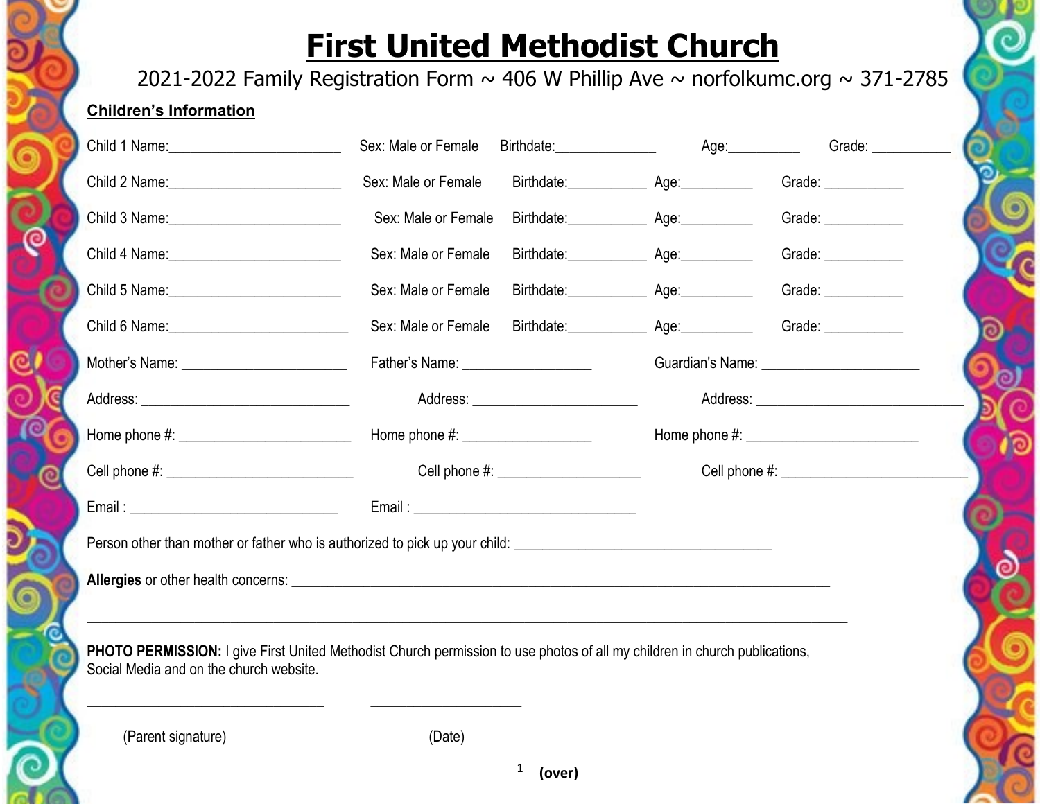# First United Methodist Church

2021-2022 Family Registration Form ~ 406 W Phillip Ave ~ norfolkumc.org ~ 371-2785

**Children's Information**

Child 1 Name:______________________ Sex: Male or Female Birthdate:_____________ Age:_________ Grade: __________

Child 2 Name:______________________ Sex: Male or Female Birthdate:__________ Age:_________ Grade: __________

Child 3 Name:______________________ Sex: Male or Female Birthdate:__________ Age:_________ Grade: __________

Child 4 Name:______________________ Sex: Male or Female Birthdate:__________ Age:_________ Grade: __________

Child 5 Name:______________________ Sex: Male or Female Birthdate:__________ Age:_________ Grade: __________

Child 6 Name:______________________ Sex: Male or Female Birthdate:__________ Age:_________ Grade: __________

Mother's Name: ______________________ Father's Name: _________________ Guardian's Name: _____________________

Address: ___________________________ Address: ______________________ Address: ___________________________

Home phone #: ______________________ Home phone #: ________________ Home phone #: ______________________

Cell phone #: ________________________ Cell phone #: ___________________ Cell phone #: ________________________

Email : ____________________________ Email : ______________________________

Person other than mother or father who is authorized to pick up your child: __________________________________

**Allergies** or other health concerns: _______________________________________________________________________

_____________________________________________________________________________________________

**PHOTO PERMISSION:** I give First United Methodist Church permission to use photos of all my children in church publications, Social Media and on the church website.

________________________________ ____________________

(Parent signature) (Date)

**(over)**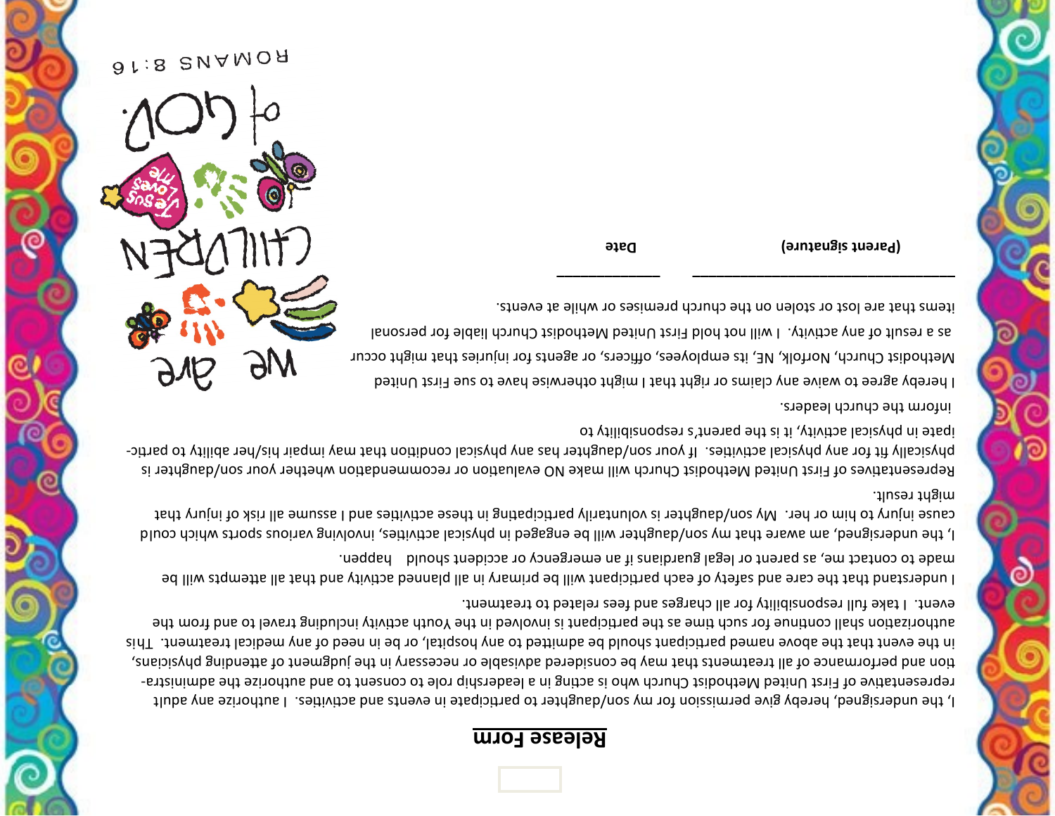# Release Form

I, the undersigned, hereby give permission for my son/daughter to participate in events and activities. I authorize any adult representative of First United Methodist Church who is acting in a leadership role to consent to and authorize the administration and performance of all treatments that may be considered advisable or necessary in the judgment of attending physicians, in the event that the above named participant should be admitted to any hospital, or be in need of any medical treatment. This authorization shall continue for such time as the participant is involved in the Youth activity including travel to and from the event. I take full responsibility for all charges and fees related to treatment.

I understand that the care and safety of each participant will be primary in all planned activity and that all attempts will be made to contact me, as parent or legal guardians if an emergency or accident should happen.

I, the undersigned, am aware that my son/daughter will be engaged in physical activities, involving various sports which could cause injury to him or her. My son/daughter is voluntarily participating in these activities and I assume all risk of injury that might result.

Representatives of First United Methodist Church will make NO evaluation or recommendation whether your son/daughter is physically fit for any physical activities. If your son/daughter has any physical condition that may impair his/her ability to participate in physical activity, it is the parent's responsibility to inform the church leaders.

I hereby agree to waive any claims or right that I might otherwise have to sue First United Methodist Church, Norfolk, NE, its employees, officers, or agents for injuries that might occur as a result of any activity. I will not hold First United Methodist Church liable for personal items that are lost or stolen on the church premises or while at events.

______________________________ ____________

**(Parent signature)** **Date**

We are CHILDREN of GOD

Jesus Loves me

ROMANS 8:16